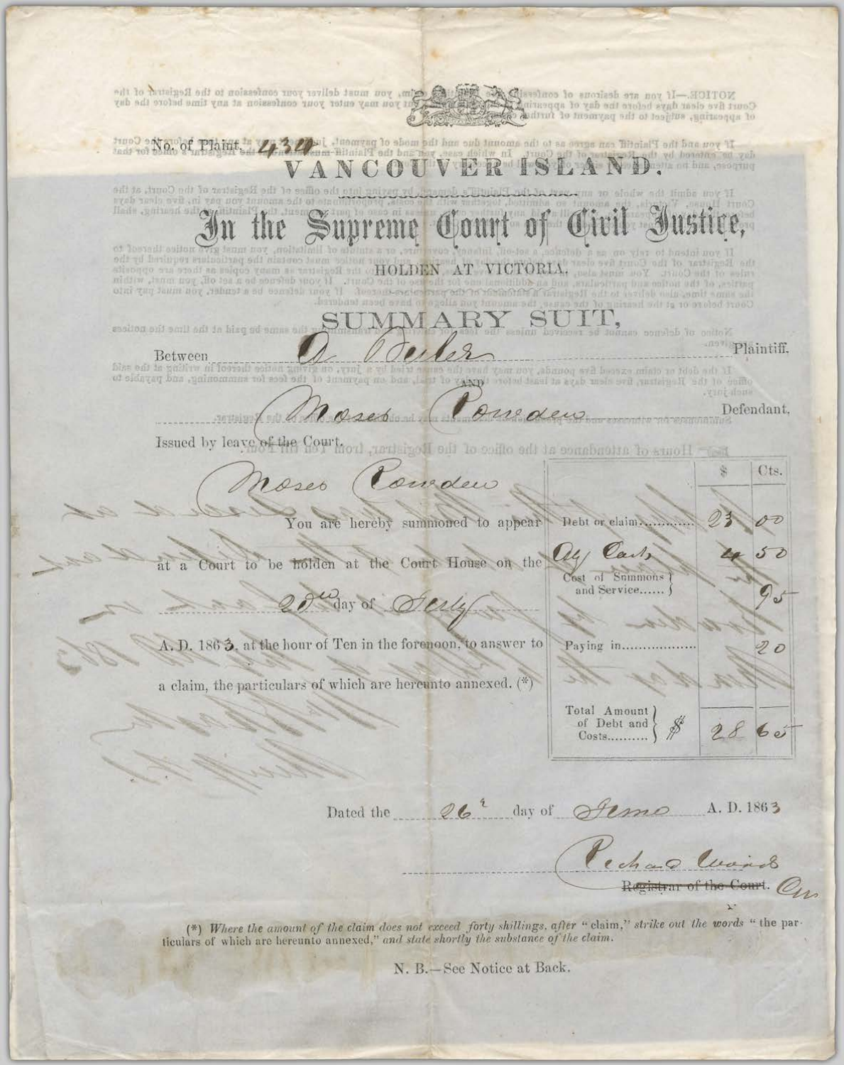No. of Plaint 430

# VANCOUVER ISLAND.

## In the Supreme Court of Civil Justice,

HOLDEN AT VICTORIA.

### SUMMARY SUIT,

Between A. Decker Plaintiff,

AND

Moses Cowden Defendant,

Issued by leave of the Court.

Moses Cowden

You are hereby summoned to appear at a Court to be holden at the Court House on the 20th day of July A. D. 1863, at the hour of Ten in the forenoon, to answer to a claim, the particulars of which are hereunto annexed. (*)

| | $ | Cts. |
|---|---|---|
| Debt or claim | 23 | 00 |
| Ady Costs | 4 | 50 |
| Cost of Summons and Service | | 95 |
| Paying in | | 20 |
| Total Amount of Debt and Costs | $ 28 | 65 |

Dated the 26th day of June A. D. 1863

Richard Woods
~~Registrar of the Court.~~ Clk

(*) *Where the amount of the claim does not exceed forty shillings, after "claim," strike out the words "the particulars of which are hereunto annexed," and state shortly the substance of the claim.*

N. B.—See Notice at Back.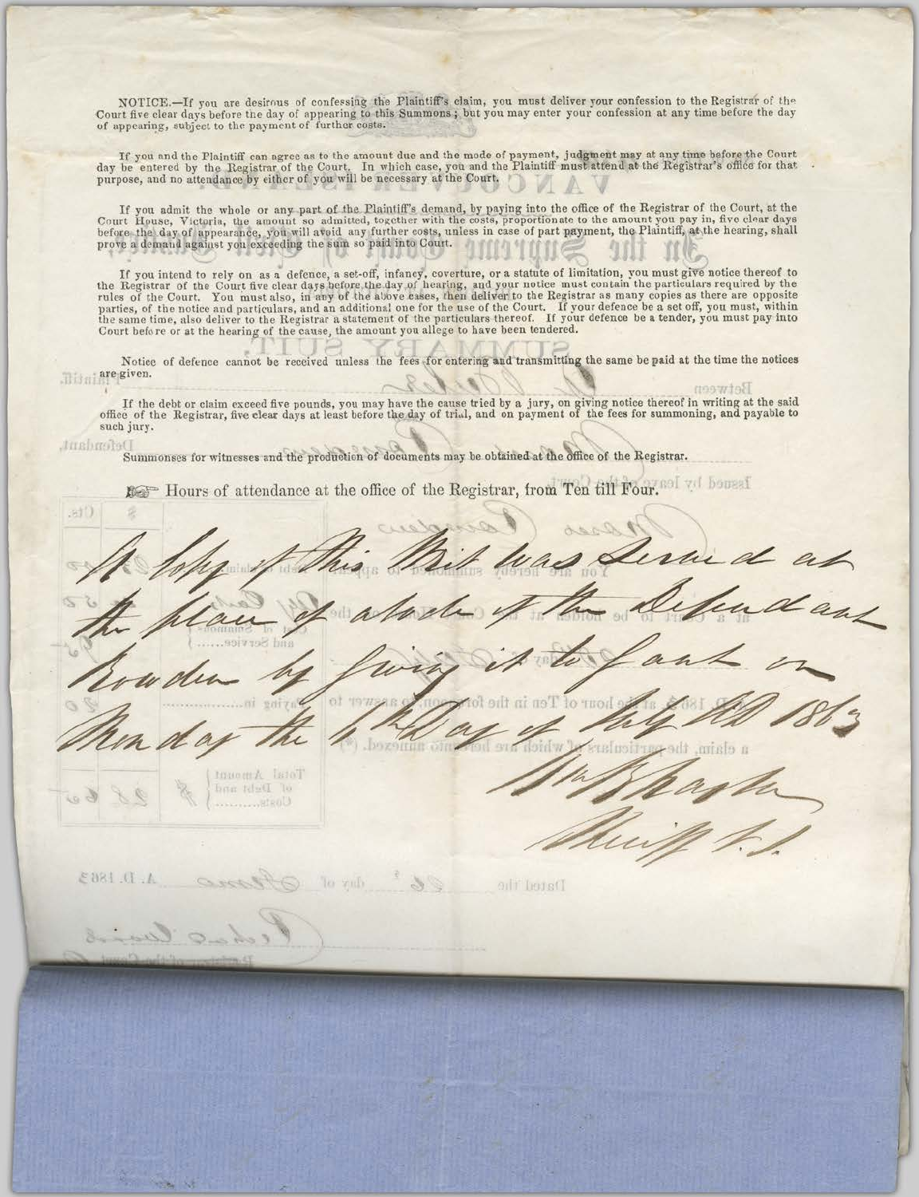NOTICE.—If you are desirous of confessing the Plaintiff's claim, you must deliver your confession to the Registrar of the Court five clear days before the day of appearing to this Summons; but you may enter your confession at any time before the day of appearing, subject to the payment of further costs.

If you and the Plaintiff can agree as to the amount due and the mode of payment, judgment may at any time before the Court day be entered by the Registrar of the Court. In which case, you and the Plaintiff must attend at the Registrar's office for that purpose, and no attendance by either of you will be necessary at the Court.

If you admit the whole or any part of the Plaintiff's demand, by paying into the office of the Registrar of the Court, at the Court House, Victoria, the amount so admitted, together with the costs, proportionate to the amount you pay in, five clear days before the day of appearance, you will avoid any further costs, unless in case of part payment, the Plaintiff, at the hearing, shall prove a demand against you exceeding the sum so paid into Court.

If you intend to rely on as a defence, a set-off, infancy, coverture, or a statute of limitation, you must give notice thereof to the Registrar of the Court five clear days before the day of hearing, and your notice must contain the particulars required by the rules of the Court. You must also, in any of the above cases, then deliver to the Registrar as many copies as there are opposite parties, of the notice and particulars, and an additional one for the use of the Court. If your defence be a set off, you must, within the same time, also deliver to the Registrar a statement of the particulars thereof. If your defence be a tender, you must pay into Court before or at the hearing of the cause, the amount you allege to have been tendered.

Notice of defence cannot be received unless the fees for entering and transmitting the same be paid at the time the notices are given.

If the debt or claim exceed five pounds, you may have the cause tried by a jury, on giving notice thereof in writing at the said office of the Registrar, five clear days at least before the day of trial, and on payment of the fees for summoning, and payable to such jury.

Summonses for witnesses and the production of documents may be obtained at the office of the Registrar.

☞ Hours of attendance at the office of the Registrar, from Ten till Four.

A Copy of this Writ was Served at the place of abode of the Defendant Rowden by giving it to Jack on Monday the 6th day of July AD 1863

Wm B Naylor
Sheriff V.I.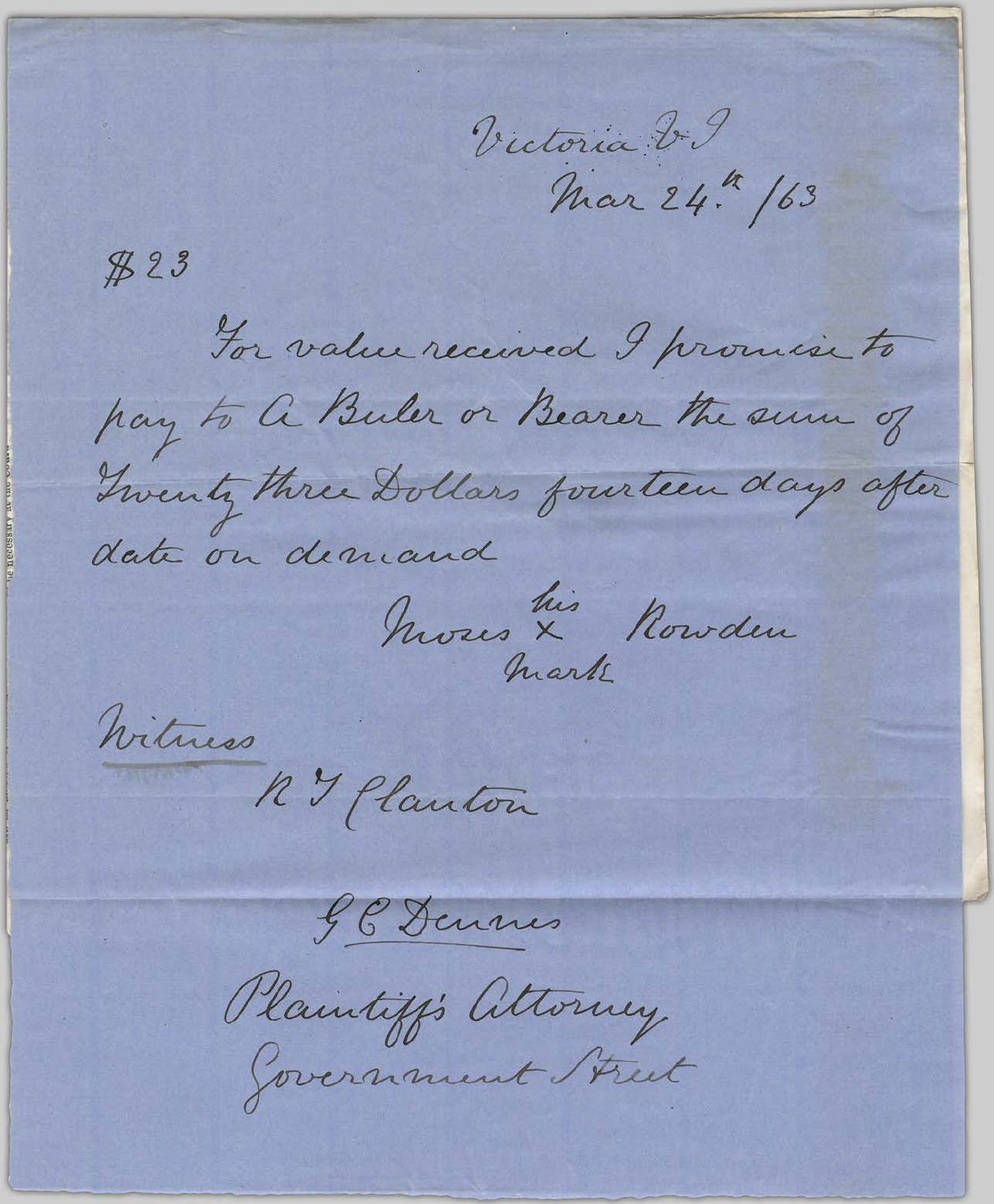Victoria V.I
Mar 24th /63

$23

For value received I promise to pay to A Buler or Bearer the sum of Twenty three Dollars fourteen days after date on demand

Moses his × mark Rowden

Witness
R J Clanton

G C Dennes
Plaintiff's Attorney
Government Street